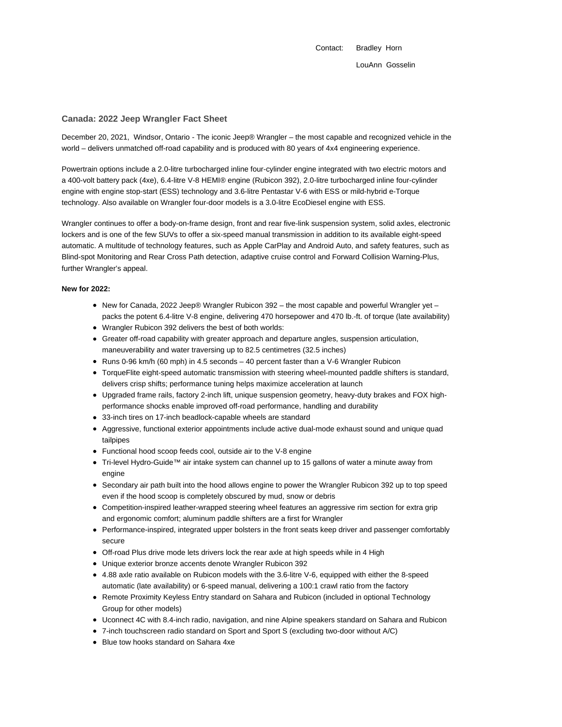Contact: Bradley Horn

LouAnn Gosselin

## Canada: 2022 Jeep Wrangler Fact Sheet

December 20, 2021, Windsor, Ontario - The iconic Jeep® Wrangler – the most capable and recognized vehicle in the world – delivers unmatched off-road capability and is produced with 80 years of 4x4 engineering experience.

Powertrain options include a 2.0-litre turbocharged inline four-cylinder engine integrated with two electric motors and a 400-volt battery pack (4xe), 6.4-litre V-8 HEMI® engine (Rubicon 392), 2.0-litre turbocharged inline four-cylinder engine with engine stop-start (ESS) technology and 3.6-litre Pentastar V-6 with ESS or mild-hybrid e-Torque technology. Also available on Wrangler four-door models is a 3.0-litre EcoDiesel engine with ESS.

Wrangler continues to offer a body-on-frame design, front and rear five-link suspension system, solid axles, electronic lockers and is one of the few SUVs to offer a six-speed manual transmission in addition to its available eight-speed automatic. A multitude of technology features, such as Apple CarPlay and Android Auto, and safety features, such as Blind-spot Monitoring and Rear Cross Path detection, adaptive cruise control and Forward Collision Warning-Plus, further Wrangler's appeal.

**New for 2022:**

- New for Canada, 2022 Jeep® Wrangler Rubicon 392 – the most capable and powerful Wrangler yet – packs the potent 6.4-litre V-8 engine, delivering 470 horsepower and 470 lb.-ft. of torque (late availability)
- Wrangler Rubicon 392 delivers the best of both worlds:
- Greater off-road capability with greater approach and departure angles, suspension articulation, maneuverability and water traversing up to 82.5 centimetres (32.5 inches)
- Runs 0-96 km/h (60 mph) in 4.5 seconds – 40 percent faster than a V-6 Wrangler Rubicon
- TorqueFlite eight-speed automatic transmission with steering wheel-mounted paddle shifters is standard, delivers crisp shifts; performance tuning helps maximize acceleration at launch
- Upgraded frame rails, factory 2-inch lift, unique suspension geometry, heavy-duty brakes and FOX high-performance shocks enable improved off-road performance, handling and durability
- 33-inch tires on 17-inch beadlock-capable wheels are standard
- Aggressive, functional exterior appointments include active dual-mode exhaust sound and unique quad tailpipes
- Functional hood scoop feeds cool, outside air to the V-8 engine
- Tri-level Hydro-Guide™ air intake system can channel up to 15 gallons of water a minute away from engine
- Secondary air path built into the hood allows engine to power the Wrangler Rubicon 392 up to top speed even if the hood scoop is completely obscured by mud, snow or debris
- Competition-inspired leather-wrapped steering wheel features an aggressive rim section for extra grip and ergonomic comfort; aluminum paddle shifters are a first for Wrangler
- Performance-inspired, integrated upper bolsters in the front seats keep driver and passenger comfortably secure
- Off-road Plus drive mode lets drivers lock the rear axle at high speeds while in 4 High
- Unique exterior bronze accents denote Wrangler Rubicon 392
- 4.88 axle ratio available on Rubicon models with the 3.6-litre V-6, equipped with either the 8-speed automatic (late availability) or 6-speed manual, delivering a 100:1 crawl ratio from the factory
- Remote Proximity Keyless Entry standard on Sahara and Rubicon (included in optional Technology Group for other models)
- Uconnect 4C with 8.4-inch radio, navigation, and nine Alpine speakers standard on Sahara and Rubicon
- 7-inch touchscreen radio standard on Sport and Sport S (excluding two-door without A/C)
- Blue tow hooks standard on Sahara 4xe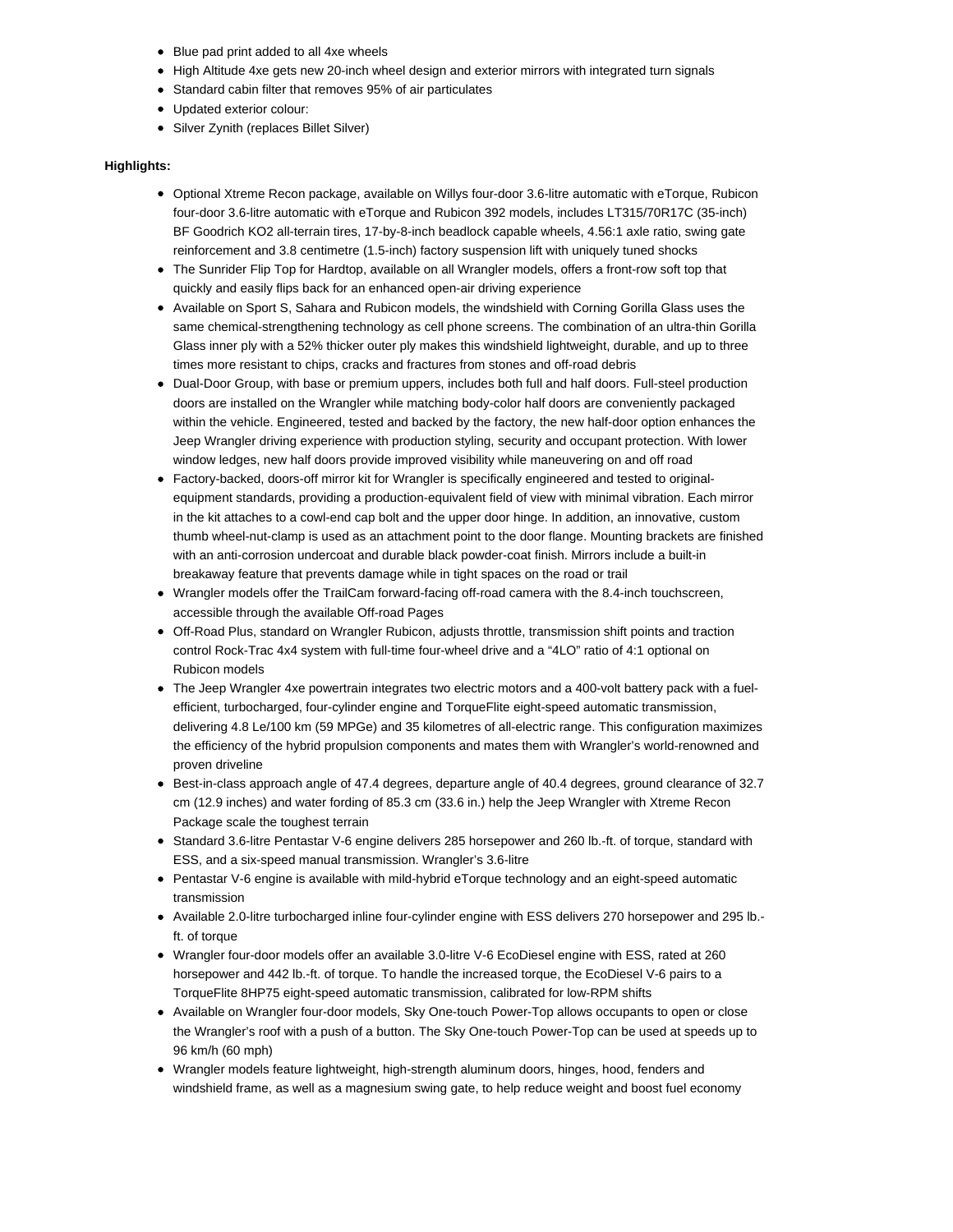- Blue pad print added to all 4xe wheels
- High Altitude 4xe gets new 20-inch wheel design and exterior mirrors with integrated turn signals
- Standard cabin filter that removes 95% of air particulates
- Updated exterior colour:
- Silver Zynith (replaces Billet Silver)

**Highlights:**

- Optional Xtreme Recon package, available on Willys four-door 3.6-litre automatic with eTorque, Rubicon four-door 3.6-litre automatic with eTorque and Rubicon 392 models, includes LT315/70R17C (35-inch) BF Goodrich KO2 all-terrain tires, 17-by-8-inch beadlock capable wheels, 4.56:1 axle ratio, swing gate reinforcement and 3.8 centimetre (1.5-inch) factory suspension lift with uniquely tuned shocks
- The Sunrider Flip Top for Hardtop, available on all Wrangler models, offers a front-row soft top that quickly and easily flips back for an enhanced open-air driving experience
- Available on Sport S, Sahara and Rubicon models, the windshield with Corning Gorilla Glass uses the same chemical-strengthening technology as cell phone screens. The combination of an ultra-thin Gorilla Glass inner ply with a 52% thicker outer ply makes this windshield lightweight, durable, and up to three times more resistant to chips, cracks and fractures from stones and off-road debris
- Dual-Door Group, with base or premium uppers, includes both full and half doors. Full-steel production doors are installed on the Wrangler while matching body-color half doors are conveniently packaged within the vehicle. Engineered, tested and backed by the factory, the new half-door option enhances the Jeep Wrangler driving experience with production styling, security and occupant protection. With lower window ledges, new half doors provide improved visibility while maneuvering on and off road
- Factory-backed, doors-off mirror kit for Wrangler is specifically engineered and tested to original-equipment standards, providing a production-equivalent field of view with minimal vibration. Each mirror in the kit attaches to a cowl-end cap bolt and the upper door hinge. In addition, an innovative, custom thumb wheel-nut-clamp is used as an attachment point to the door flange. Mounting brackets are finished with an anti-corrosion undercoat and durable black powder-coat finish. Mirrors include a built-in breakaway feature that prevents damage while in tight spaces on the road or trail
- Wrangler models offer the TrailCam forward-facing off-road camera with the 8.4-inch touchscreen, accessible through the available Off-road Pages
- Off-Road Plus, standard on Wrangler Rubicon, adjusts throttle, transmission shift points and traction control Rock-Trac 4x4 system with full-time four-wheel drive and a “4LO” ratio of 4:1 optional on Rubicon models
- The Jeep Wrangler 4xe powertrain integrates two electric motors and a 400-volt battery pack with a fuel-efficient, turbocharged, four-cylinder engine and TorqueFlite eight-speed automatic transmission, delivering 4.8 Le/100 km (59 MPGe) and 35 kilometres of all-electric range. This configuration maximizes the efficiency of the hybrid propulsion components and mates them with Wrangler’s world-renowned and proven driveline
- Best-in-class approach angle of 47.4 degrees, departure angle of 40.4 degrees, ground clearance of 32.7 cm (12.9 inches) and water fording of 85.3 cm (33.6 in.) help the Jeep Wrangler with Xtreme Recon Package scale the toughest terrain
- Standard 3.6-litre Pentastar V-6 engine delivers 285 horsepower and 260 lb.-ft. of torque, standard with ESS, and a six-speed manual transmission. Wrangler’s 3.6-litre
- Pentastar V-6 engine is available with mild-hybrid eTorque technology and an eight-speed automatic transmission
- Available 2.0-litre turbocharged inline four-cylinder engine with ESS delivers 270 horsepower and 295 lb.-ft. of torque
- Wrangler four-door models offer an available 3.0-litre V-6 EcoDiesel engine with ESS, rated at 260 horsepower and 442 lb.-ft. of torque. To handle the increased torque, the EcoDiesel V-6 pairs to a TorqueFlite 8HP75 eight-speed automatic transmission, calibrated for low-RPM shifts
- Available on Wrangler four-door models, Sky One-touch Power-Top allows occupants to open or close the Wrangler’s roof with a push of a button. The Sky One-touch Power-Top can be used at speeds up to 96 km/h (60 mph)
- Wrangler models feature lightweight, high-strength aluminum doors, hinges, hood, fenders and windshield frame, as well as a magnesium swing gate, to help reduce weight and boost fuel economy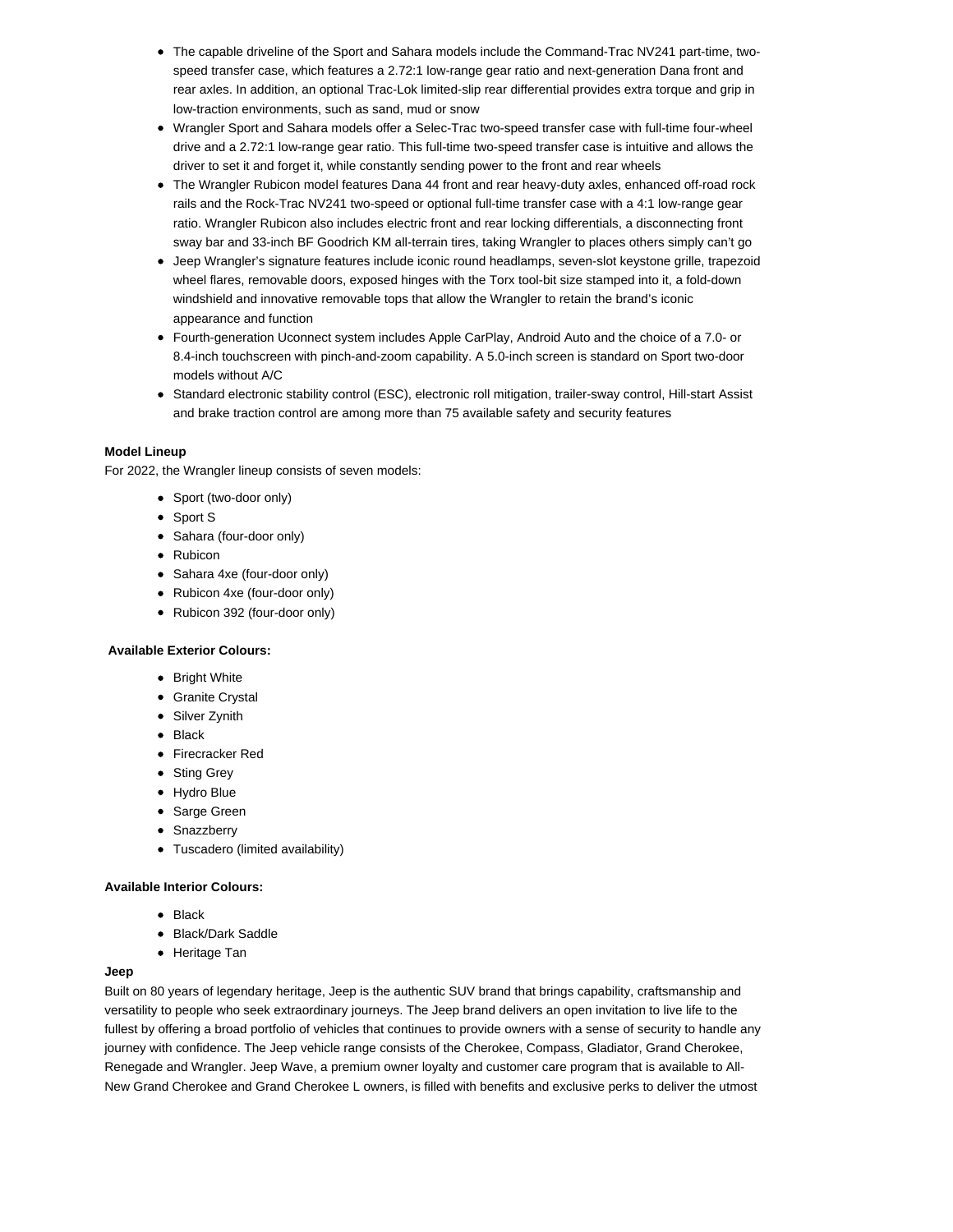- The capable driveline of the Sport and Sahara models include the Command-Trac NV241 part-time, two-speed transfer case, which features a 2.72:1 low-range gear ratio and next-generation Dana front and rear axles. In addition, an optional Trac-Lok limited-slip rear differential provides extra torque and grip in low-traction environments, such as sand, mud or snow
- Wrangler Sport and Sahara models offer a Selec-Trac two-speed transfer case with full-time four-wheel drive and a 2.72:1 low-range gear ratio. This full-time two-speed transfer case is intuitive and allows the driver to set it and forget it, while constantly sending power to the front and rear wheels
- The Wrangler Rubicon model features Dana 44 front and rear heavy-duty axles, enhanced off-road rock rails and the Rock-Trac NV241 two-speed or optional full-time transfer case with a 4:1 low-range gear ratio. Wrangler Rubicon also includes electric front and rear locking differentials, a disconnecting front sway bar and 33-inch BF Goodrich KM all-terrain tires, taking Wrangler to places others simply can't go
- Jeep Wrangler's signature features include iconic round headlamps, seven-slot keystone grille, trapezoid wheel flares, removable doors, exposed hinges with the Torx tool-bit size stamped into it, a fold-down windshield and innovative removable tops that allow the Wrangler to retain the brand's iconic appearance and function
- Fourth-generation Uconnect system includes Apple CarPlay, Android Auto and the choice of a 7.0- or 8.4-inch touchscreen with pinch-and-zoom capability. A 5.0-inch screen is standard on Sport two-door models without A/C
- Standard electronic stability control (ESC), electronic roll mitigation, trailer-sway control, Hill-start Assist and brake traction control are among more than 75 available safety and security features

**Model Lineup**

For 2022, the Wrangler lineup consists of seven models:

- Sport (two-door only)
- Sport S
- Sahara (four-door only)
- Rubicon
- Sahara 4xe (four-door only)
- Rubicon 4xe (four-door only)
- Rubicon 392 (four-door only)

**Available Exterior Colours:**

- Bright White
- Granite Crystal
- Silver Zynith
- Black
- Firecracker Red
- Sting Grey
- Hydro Blue
- Sarge Green
- Snazzberry
- Tuscadero (limited availability)

**Available Interior Colours:**

- Black
- Black/Dark Saddle
- Heritage Tan

**Jeep**

Built on 80 years of legendary heritage, Jeep is the authentic SUV brand that brings capability, craftsmanship and versatility to people who seek extraordinary journeys. The Jeep brand delivers an open invitation to live life to the fullest by offering a broad portfolio of vehicles that continues to provide owners with a sense of security to handle any journey with confidence. The Jeep vehicle range consists of the Cherokee, Compass, Gladiator, Grand Cherokee, Renegade and Wrangler. Jeep Wave, a premium owner loyalty and customer care program that is available to All-New Grand Cherokee and Grand Cherokee L owners, is filled with benefits and exclusive perks to deliver the utmost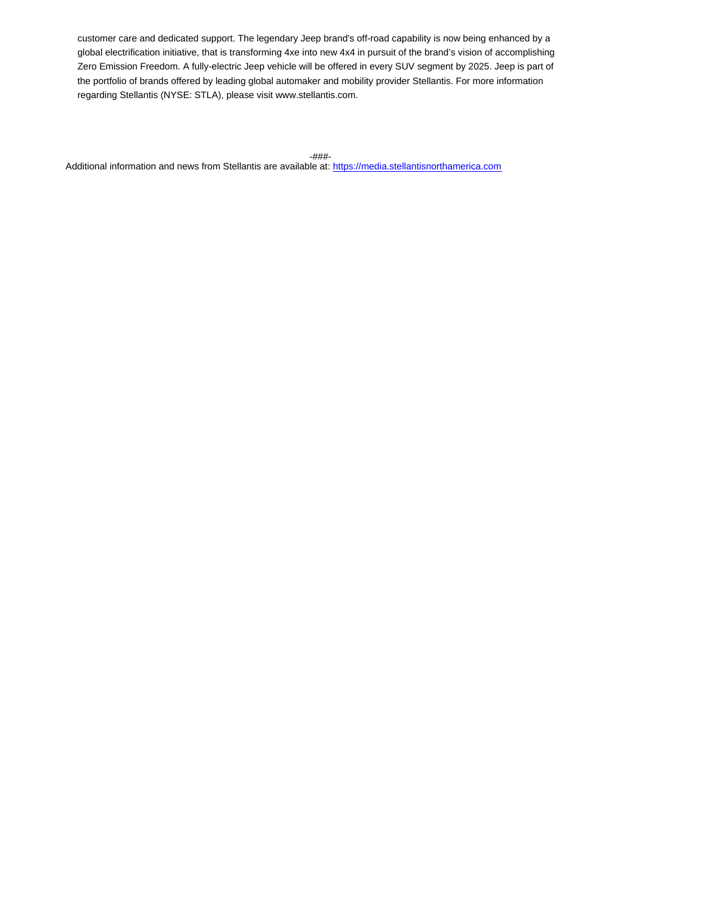customer care and dedicated support. The legendary Jeep brand's off-road capability is now being enhanced by a global electrification initiative, that is transforming 4xe into new 4x4 in pursuit of the brand's vision of accomplishing Zero Emission Freedom. A fully-electric Jeep vehicle will be offered in every SUV segment by 2025. Jeep is part of the portfolio of brands offered by leading global automaker and mobility provider Stellantis. For more information regarding Stellantis (NYSE: STLA), please visit www.stellantis.com.

-###-

Additional information and news from Stellantis are available at: https://media.stellantisnorthamerica.com